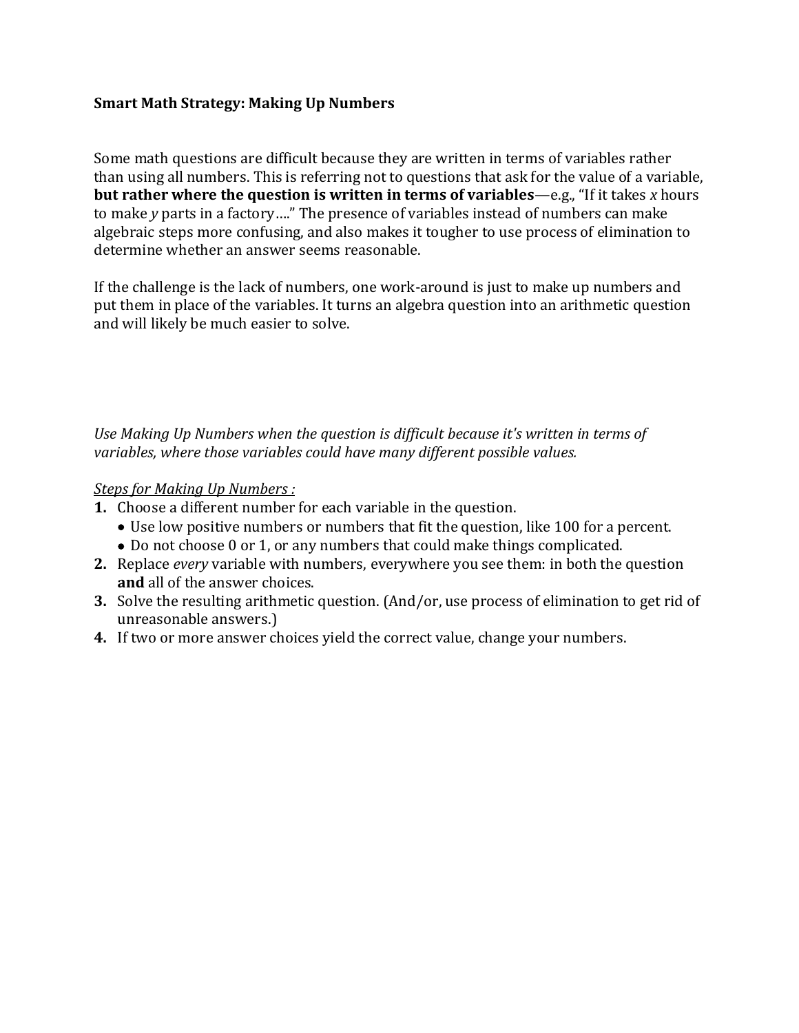# Smart Math Strategy: Making Up Numbers

Some math questions are difficult because they are written in terms of variables rather than using all numbers. This is referring not to questions that ask for the value of a variable, **but rather where the question is written in terms of variables**—e.g., "If it takes $x$ hours to make $y$ parts in a factory…." The presence of variables instead of numbers can make algebraic steps more confusing, and also makes it tougher to use process of elimination to determine whether an answer seems reasonable.

If the challenge is the lack of numbers, one work-around is just to make up numbers and put them in place of the variables. It turns an algebra question into an arithmetic question and will likely be much easier to solve.

*Use Making Up Numbers when the question is difficult because it's written in terms of variables, where those variables could have many different possible values.*

<u>*Steps for Making Up Numbers :*</u>

1. Choose a different number for each variable in the question.
   - Use low positive numbers or numbers that fit the question, like 100 for a percent.
   - Do not choose 0 or 1, or any numbers that could make things complicated.
2. Replace *every* variable with numbers, everywhere you see them: in both the question **and** all of the answer choices.
3. Solve the resulting arithmetic question. (And/or, use process of elimination to get rid of unreasonable answers.)
4. If two or more answer choices yield the correct value, change your numbers.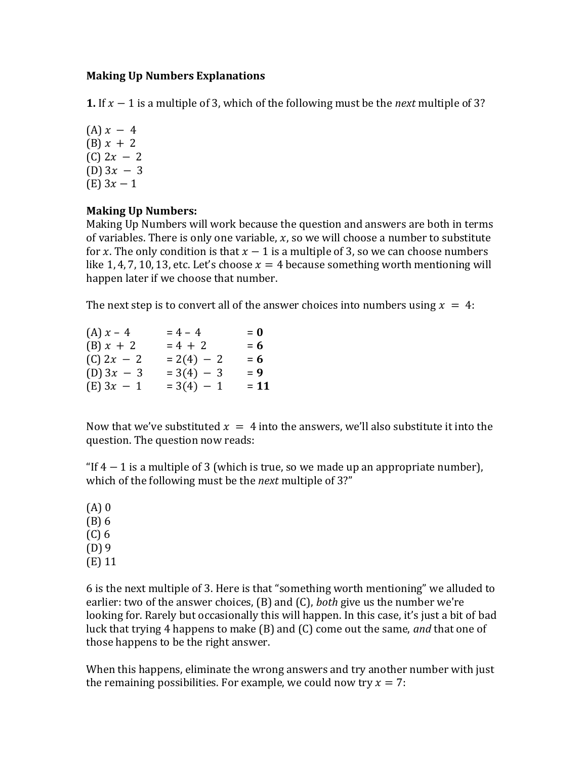**Making Up Numbers Explanations**

**1.** If $x - 1$ is a multiple of 3, which of the following must be the *next* multiple of 3?

(A) $x - 4$
(B) $x + 2$
(C) $2x - 2$
(D) $3x - 3$
(E) $3x - 1$

**Making Up Numbers:**
Making Up Numbers will work because the question and answers are both in terms of variables. There is only one variable, $x$, so we will choose a number to substitute for $x$. The only condition is that $x - 1$ is a multiple of 3, so we can choose numbers like $1, 4, 7, 10, 13$, etc. Let's choose $x = 4$ because something worth mentioning will happen later if we choose that number.

The next step is to convert all of the answer choices into numbers using $x = 4$:

(A) $x - 4$ $= 4 - 4$ $=$ **0**
(B) $x + 2$ $= 4 + 2$ $=$ **6**
(C) $2x - 2$ $= 2(4) - 2$ $=$ **6**
(D) $3x - 3$ $= 3(4) - 3$ $=$ **9**
(E) $3x - 1$ $= 3(4) - 1$ $=$ **11**

Now that we've substituted $x = 4$ into the answers, we'll also substitute it into the question. The question now reads:

"If $4 - 1$ is a multiple of 3 (which is true, so we made up an appropriate number), which of the following must be the *next* multiple of 3?"

(A) 0
(B) 6
(C) 6
(D) 9
(E) 11

6 is the next multiple of 3. Here is that "something worth mentioning" we alluded to earlier: two of the answer choices, (B) and (C), *both* give us the number we're looking for. Rarely but occasionally this will happen. In this case, it's just a bit of bad luck that trying 4 happens to make (B) and (C) come out the same, *and* that one of those happens to be the right answer.

When this happens, eliminate the wrong answers and try another number with just the remaining possibilities. For example, we could now try $x = 7$: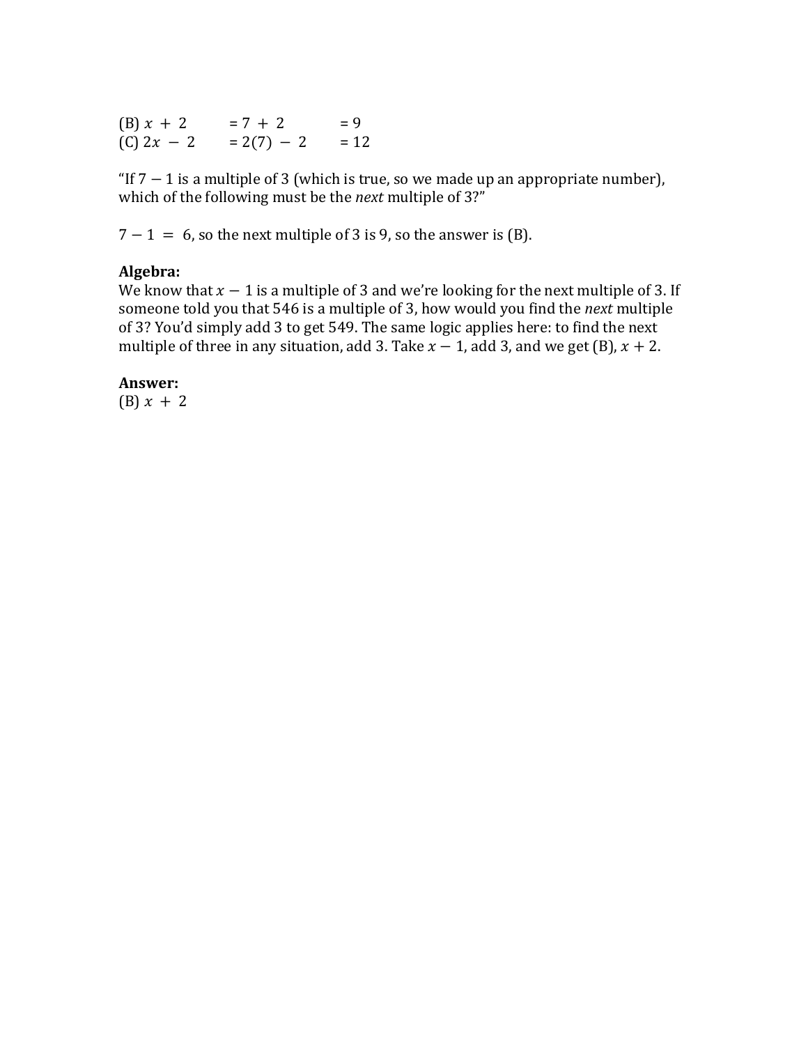(B) $x + 2 \quad = 7 + 2 \quad = 9$
(C) $2x - 2 \quad = 2(7) - 2 \quad = 12$

"If $7 - 1$ is a multiple of 3 (which is true, so we made up an appropriate number), which of the following must be the *next* multiple of 3?"

$7 - 1 = 6$, so the next multiple of 3 is 9, so the answer is (B).

**Algebra:**
We know that $x - 1$ is a multiple of 3 and we're looking for the next multiple of 3. If someone told you that 546 is a multiple of 3, how would you find the *next* multiple of 3? You'd simply add 3 to get 549. The same logic applies here: to find the next multiple of three in any situation, add 3. Take $x - 1$, add 3, and we get (B), $x + 2$.

**Answer:**
(B) $x + 2$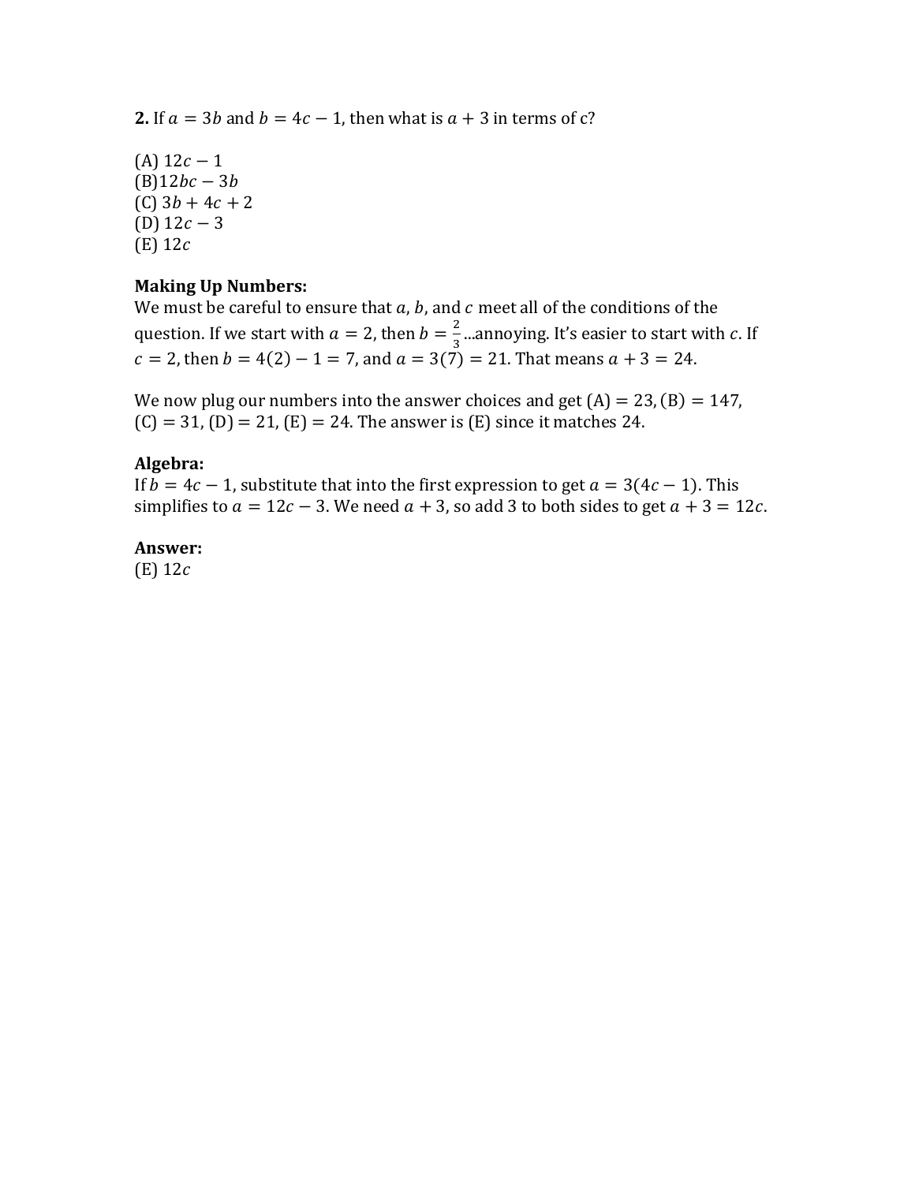**2.** If $a = 3b$ and $b = 4c - 1$, then what is $a + 3$ in terms of c?

(A) $12c - 1$
(B)$12bc - 3b$
(C) $3b + 4c + 2$
(D) $12c - 3$
(E) $12c$

**Making Up Numbers:**
We must be careful to ensure that $a$, $b$, and $c$ meet all of the conditions of the question. If we start with $a = 2$, then $b = \frac{2}{3}$...annoying. It's easier to start with $c$. If $c = 2$, then $b = 4(2) - 1 = 7$, and $a = 3(7) = 21$. That means $a + 3 = 24$.

We now plug our numbers into the answer choices and get (A) $= 23$, (B) $= 147$, (C) $= 31$, (D) $= 21$, (E) $= 24$. The answer is (E) since it matches 24.

**Algebra:**
If $b = 4c - 1$, substitute that into the first expression to get $a = 3(4c - 1)$. This simplifies to $a = 12c - 3$. We need $a + 3$, so add 3 to both sides to get $a + 3 = 12c$.

**Answer:**
(E) $12c$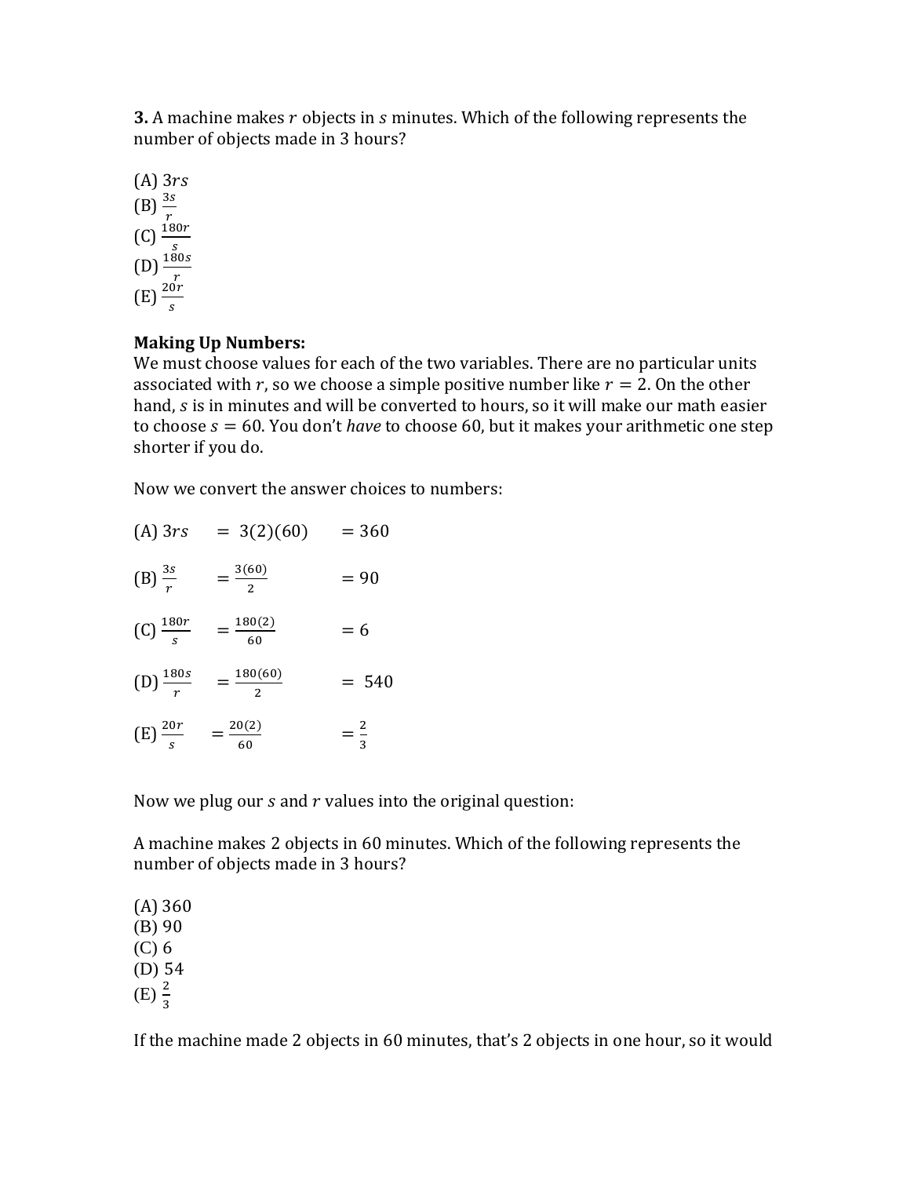**3.** A machine makes $r$ objects in $s$ minutes. Which of the following represents the number of objects made in 3 hours?

(A) $3rs$
(B) $\frac{3s}{r}$
(C) $\frac{180r}{s}$
(D) $\frac{180s}{r}$
(E) $\frac{20r}{s}$

**Making Up Numbers:**
We must choose values for each of the two variables. There are no particular units associated with $r$, so we choose a simple positive number like $r = 2$. On the other hand, $s$ is in minutes and will be converted to hours, so it will make our math easier to choose $s = 60$. You don't *have* to choose 60, but it makes your arithmetic one step shorter if you do.

Now we convert the answer choices to numbers:

(A) $3rs \quad = 3(2)(60) \quad = 360$

(B) $\frac{3s}{r} \quad = \frac{3(60)}{2} \quad = 90$

(C) $\frac{180r}{s} \quad = \frac{180(2)}{60} \quad = 6$

(D) $\frac{180s}{r} \quad = \frac{180(60)}{2} \quad = 540$

(E) $\frac{20r}{s} \quad = \frac{20(2)}{60} \quad = \frac{2}{3}$

Now we plug our $s$ and $r$ values into the original question:

A machine makes 2 objects in 60 minutes. Which of the following represents the number of objects made in 3 hours?

(A) 360
(B) 90
(C) 6
(D) 54
(E) $\frac{2}{3}$

If the machine made 2 objects in 60 minutes, that's 2 objects in one hour, so it would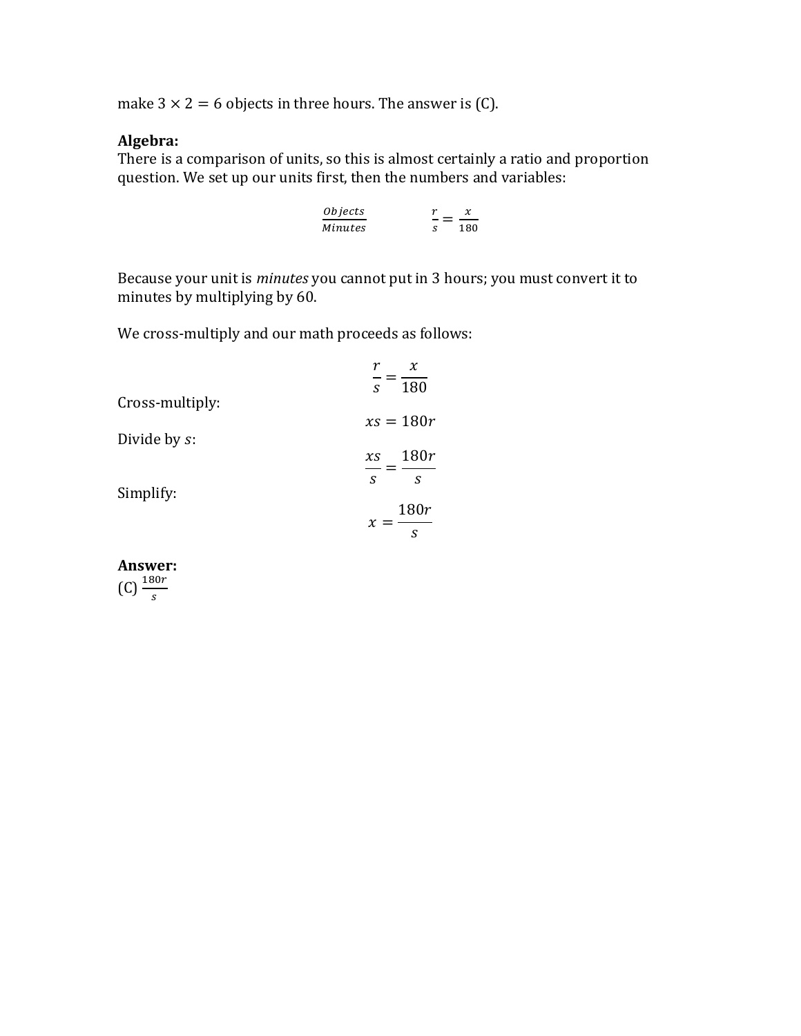make $3 \times 2 = 6$ objects in three hours. The answer is (C).

**Algebra:**
There is a comparison of units, so this is almost certainly a ratio and proportion question. We set up our units first, then the numbers and variables:

$$\frac{Objects}{Minutes} \qquad \frac{r}{s} = \frac{x}{180}$$

Because your unit is *minutes* you cannot put in 3 hours; you must convert it to minutes by multiplying by 60.

We cross-multiply and our math proceeds as follows:

$$\frac{r}{s} = \frac{x}{180}$$

Cross-multiply:

$$xs = 180r$$

Divide by $s$:

$$\frac{xs}{s} = \frac{180r}{s}$$

Simplify:

$$x = \frac{180r}{s}$$

**Answer:**
(C) $\frac{180r}{s}$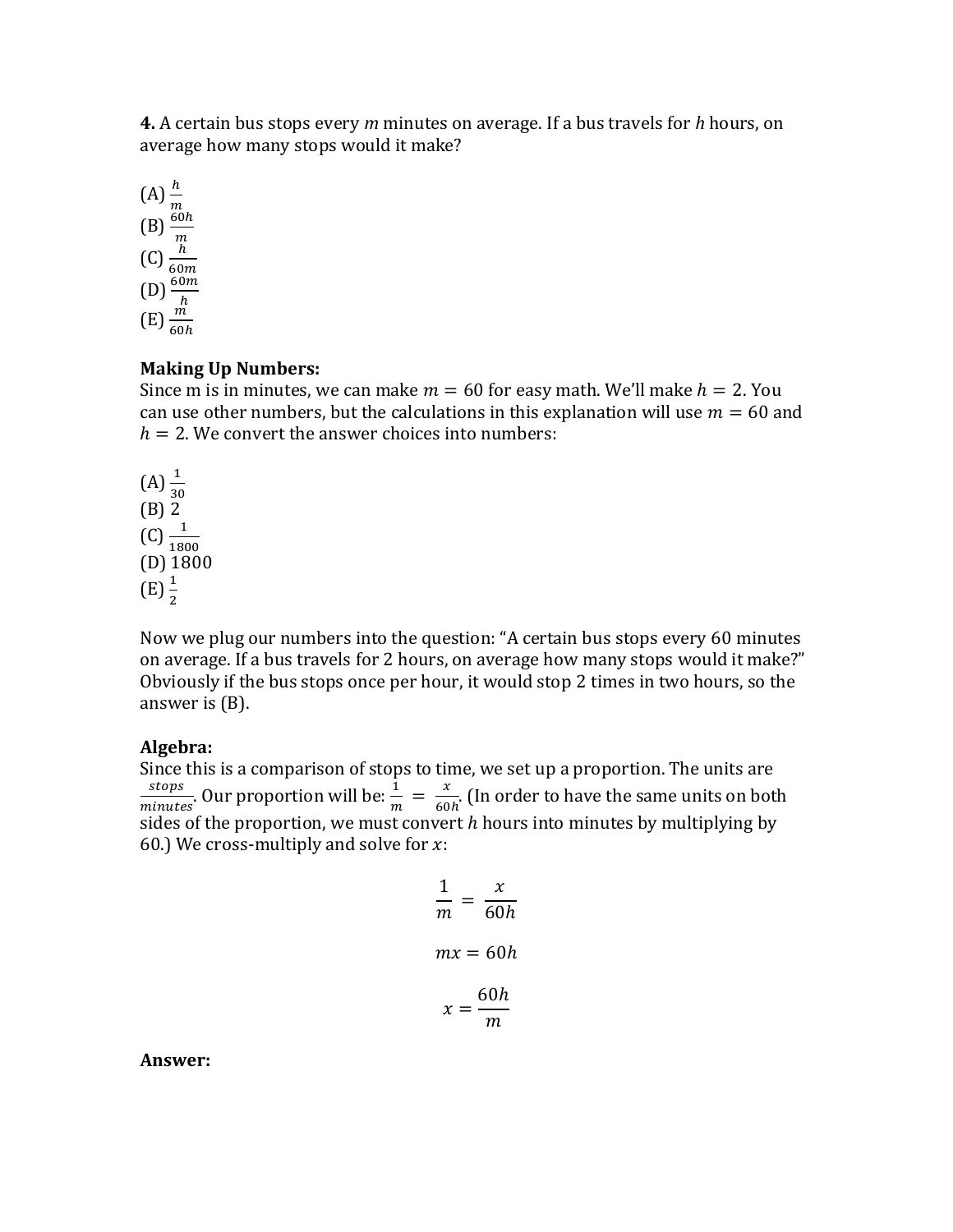**4.** A certain bus stops every $m$ minutes on average. If a bus travels for $h$ hours, on average how many stops would it make?

(A) $\frac{h}{m}$
(B) $\frac{60h}{m}$
(C) $\frac{h}{60m}$
(D) $\frac{60m}{h}$
(E) $\frac{m}{60h}$

**Making Up Numbers:**
Since m is in minutes, we can make $m = 60$ for easy math. We'll make $h = 2$. You can use other numbers, but the calculations in this explanation will use $m = 60$ and $h = 2$. We convert the answer choices into numbers:

(A) $\frac{1}{30}$
(B) 2
(C) $\frac{1}{1800}$
(D) 1800
(E) $\frac{1}{2}$

Now we plug our numbers into the question: "A certain bus stops every 60 minutes on average. If a bus travels for 2 hours, on average how many stops would it make?" Obviously if the bus stops once per hour, it would stop 2 times in two hours, so the answer is (B).

**Algebra:**
Since this is a comparison of stops to time, we set up a proportion. The units are $\frac{stops}{minutes}$. Our proportion will be: $\frac{1}{m} = \frac{x}{60h}$. (In order to have the same units on both sides of the proportion, we must convert $h$ hours into minutes by multiplying by 60.) We cross-multiply and solve for $x$:

$$\frac{1}{m} = \frac{x}{60h}$$

$$mx = 60h$$

$$x = \frac{60h}{m}$$

**Answer:**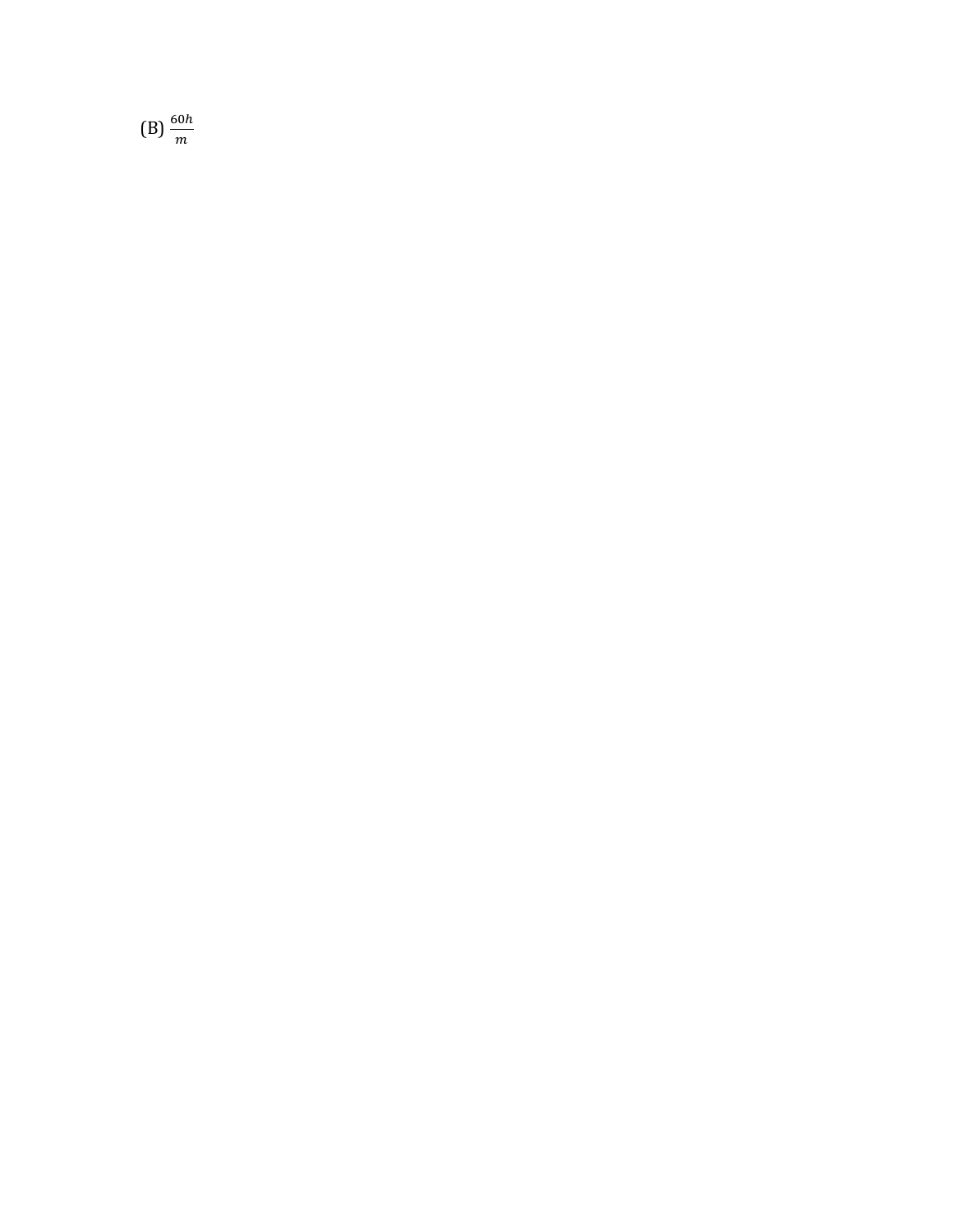(B) $\frac{60h}{m}$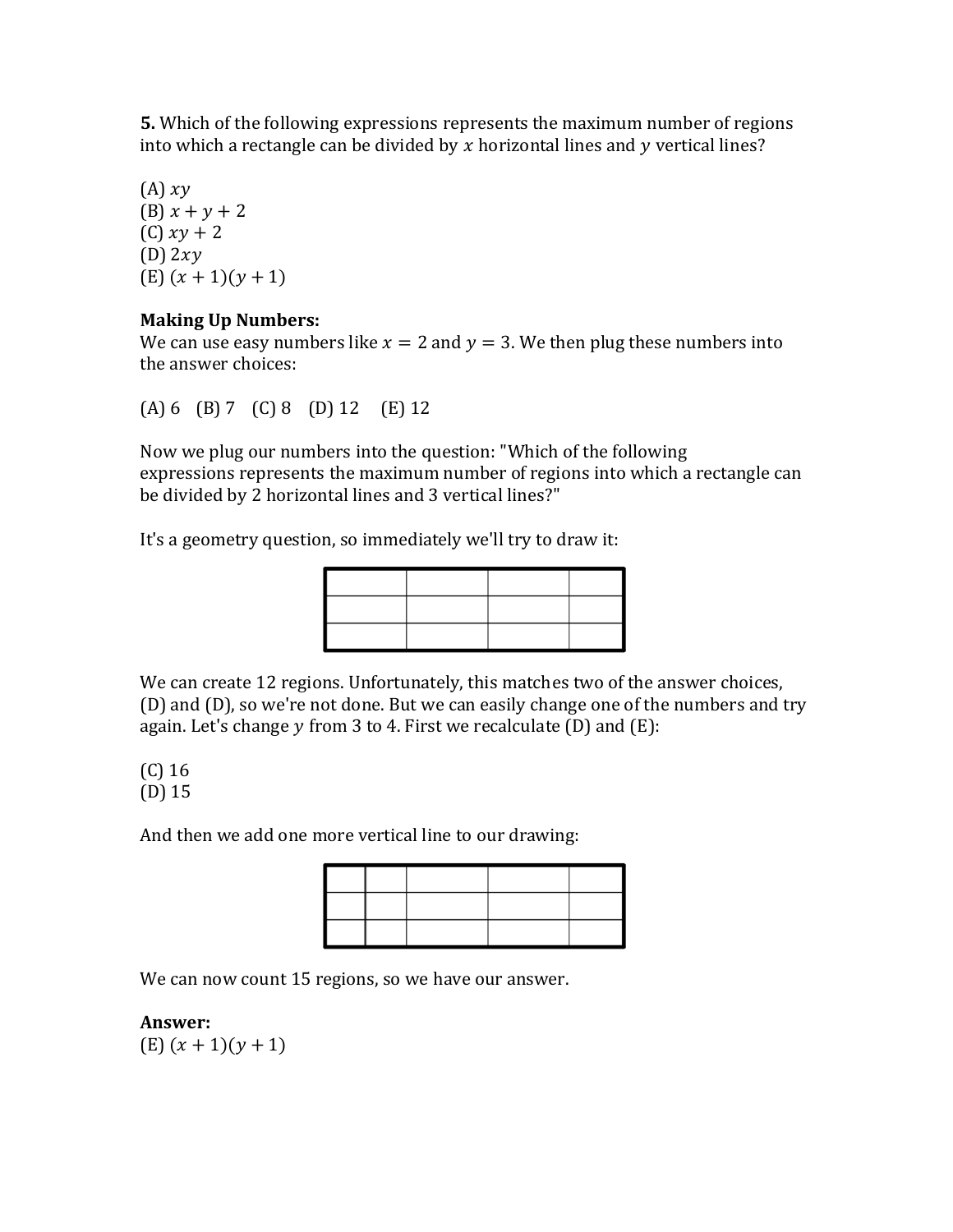**5.** Which of the following expressions represents the maximum number of regions into which a rectangle can be divided by $x$ horizontal lines and $y$ vertical lines?

(A) $xy$
(B) $x + y + 2$
(C) $xy + 2$
(D) $2xy$
(E) $(x + 1)(y + 1)$

**Making Up Numbers:**
We can use easy numbers like $x = 2$ and $y = 3$. We then plug these numbers into the answer choices:

(A) 6 (B) 7 (C) 8 (D) 12 (E) 12

Now we plug our numbers into the question: "Which of the following expressions represents the maximum number of regions into which a rectangle can be divided by 2 horizontal lines and 3 vertical lines?"

It's a geometry question, so immediately we'll try to draw it:

We can create 12 regions. Unfortunately, this matches two of the answer choices, (D) and (D), so we're not done. But we can easily change one of the numbers and try again. Let's change $y$ from 3 to 4. First we recalculate (D) and (E):

(C) 16
(D) 15

And then we add one more vertical line to our drawing:

We can now count 15 regions, so we have our answer.

**Answer:**
(E) $(x + 1)(y + 1)$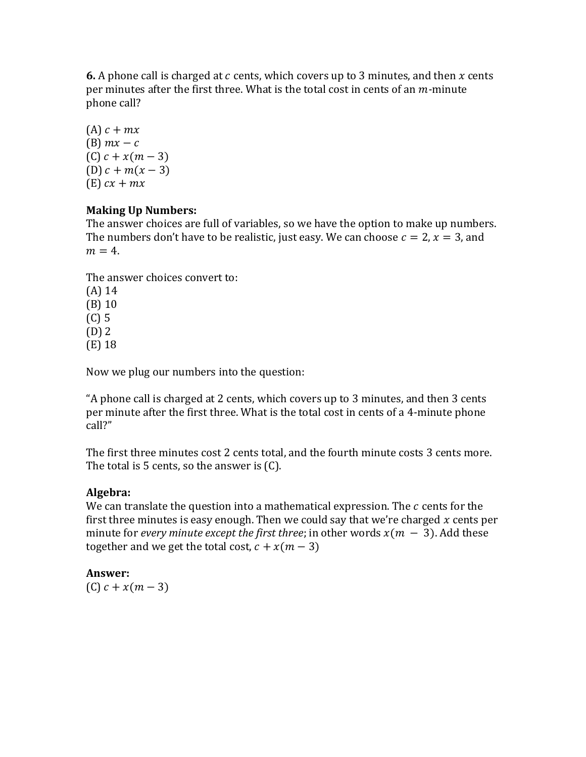**6.** A phone call is charged at $c$ cents, which covers up to 3 minutes, and then $x$ cents per minutes after the first three. What is the total cost in cents of an $m$-minute phone call?

(A) $c + mx$
(B) $mx - c$
(C) $c + x(m - 3)$
(D) $c + m(x - 3)$
(E) $cx + mx$

**Making Up Numbers:**
The answer choices are full of variables, so we have the option to make up numbers. The numbers don't have to be realistic, just easy. We can choose $c = 2$, $x = 3$, and $m = 4$.

The answer choices convert to:
(A) 14
(B) 10
(C) 5
(D) 2
(E) 18

Now we plug our numbers into the question:

"A phone call is charged at 2 cents, which covers up to 3 minutes, and then 3 cents per minute after the first three. What is the total cost in cents of a 4-minute phone call?"

The first three minutes cost 2 cents total, and the fourth minute costs 3 cents more. The total is 5 cents, so the answer is (C).

**Algebra:**
We can translate the question into a mathematical expression. The $c$ cents for the first three minutes is easy enough. Then we could say that we're charged $x$ cents per minute for *every minute except the first three*; in other words $x(m - 3)$. Add these together and we get the total cost, $c + x(m - 3)$

**Answer:**
(C) $c + x(m - 3)$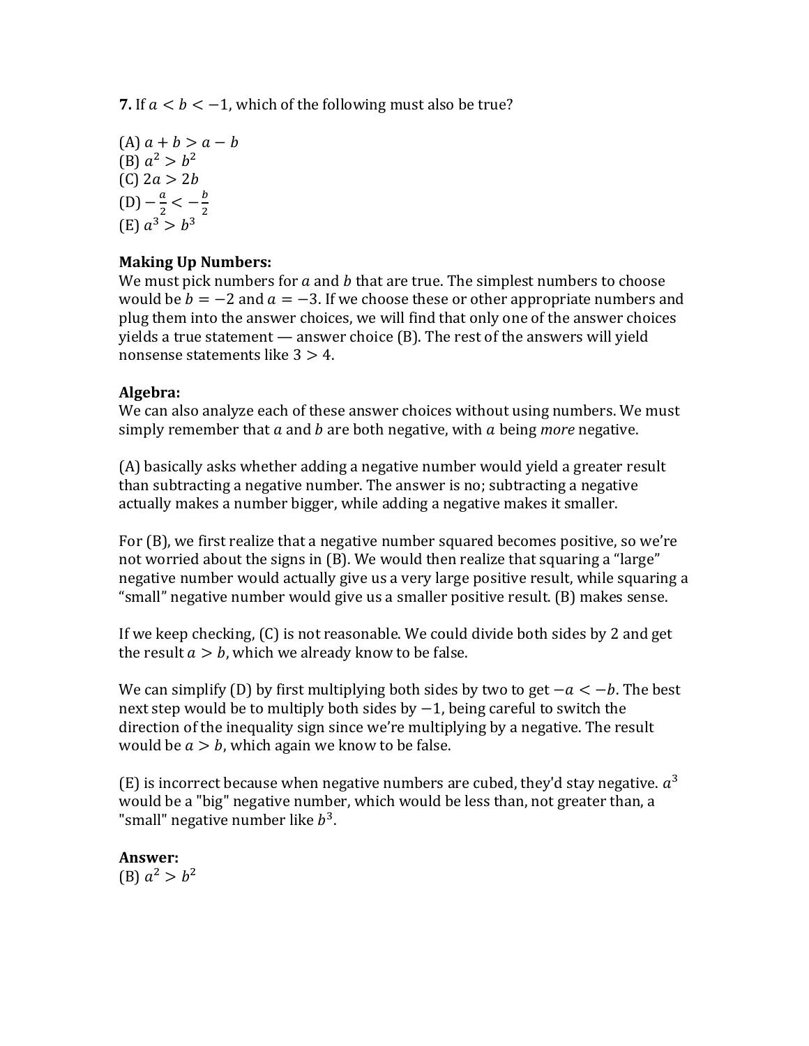**7.** If $a < b < -1$, which of the following must also be true?

(A) $a + b > a - b$
(B) $a^2 > b^2$
(C) $2a > 2b$
(D) $-\frac{a}{2} < -\frac{b}{2}$
(E) $a^3 > b^3$

**Making Up Numbers:**
We must pick numbers for $a$ and $b$ that are true. The simplest numbers to choose would be $b = -2$ and $a = -3$. If we choose these or other appropriate numbers and plug them into the answer choices, we will find that only one of the answer choices yields a true statement — answer choice (B). The rest of the answers will yield nonsense statements like $3 > 4$.

**Algebra:**
We can also analyze each of these answer choices without using numbers. We must simply remember that $a$ and $b$ are both negative, with $a$ being *more* negative.

(A) basically asks whether adding a negative number would yield a greater result than subtracting a negative number. The answer is no; subtracting a negative actually makes a number bigger, while adding a negative makes it smaller.

For (B), we first realize that a negative number squared becomes positive, so we're not worried about the signs in (B). We would then realize that squaring a "large" negative number would actually give us a very large positive result, while squaring a "small" negative number would give us a smaller positive result. (B) makes sense.

If we keep checking, (C) is not reasonable. We could divide both sides by 2 and get the result $a > b$, which we already know to be false.

We can simplify (D) by first multiplying both sides by two to get $-a < -b$. The best next step would be to multiply both sides by $-1$, being careful to switch the direction of the inequality sign since we're multiplying by a negative. The result would be $a > b$, which again we know to be false.

(E) is incorrect because when negative numbers are cubed, they'd stay negative. $a^3$ would be a "big" negative number, which would be less than, not greater than, a "small" negative number like $b^3$.

**Answer:**
(B) $a^2 > b^2$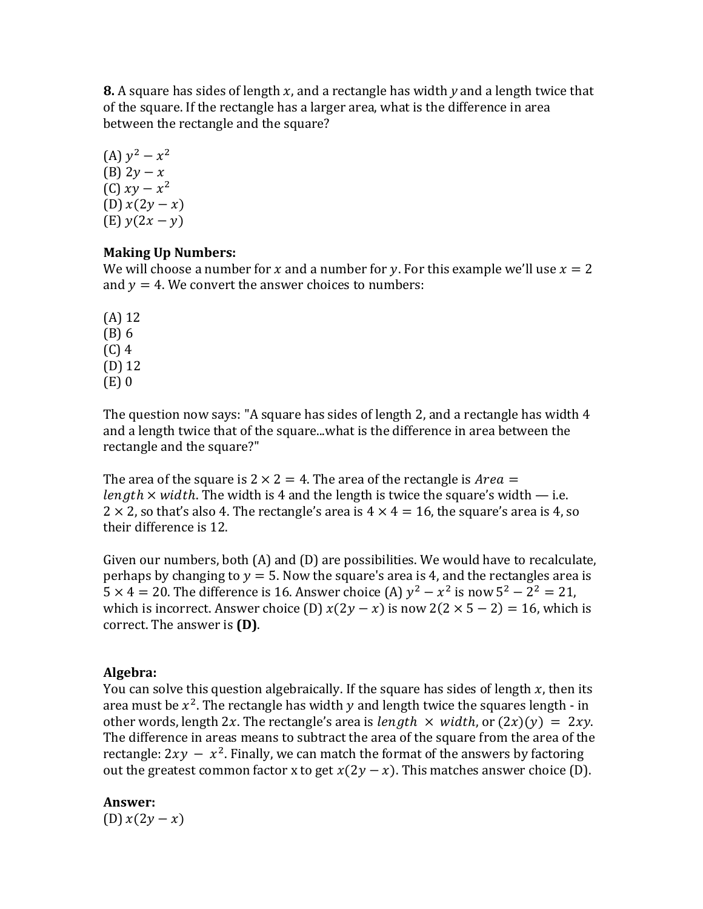**8.** A square has sides of length $x$, and a rectangle has width $y$ and a length twice that of the square. If the rectangle has a larger area, what is the difference in area between the rectangle and the square?

(A) $y^2 - x^2$
(B) $2y - x$
(C) $xy - x^2$
(D) $x(2y - x)$
(E) $y(2x - y)$

**Making Up Numbers:**
We will choose a number for $x$ and a number for $y$. For this example we'll use $x = 2$ and $y = 4$. We convert the answer choices to numbers:

(A) 12
(B) 6
(C) 4
(D) 12
(E) 0

The question now says: "A square has sides of length 2, and a rectangle has width 4 and a length twice that of the square...what is the difference in area between the rectangle and the square?"

The area of the square is $2 \times 2 = 4$. The area of the rectangle is $Area = length \times width$. The width is 4 and the length is twice the square's width — i.e. $2 \times 2$, so that's also 4. The rectangle's area is $4 \times 4 = 16$, the square's area is 4, so their difference is 12.

Given our numbers, both (A) and (D) are possibilities. We would have to recalculate, perhaps by changing to $y = 5$. Now the square's area is 4, and the rectangles area is $5 \times 4 = 20$. The difference is 16. Answer choice (A) $y^2 - x^2$ is now $5^2 - 2^2 = 21$, which is incorrect. Answer choice (D) $x(2y - x)$ is now $2(2 \times 5 - 2) = 16$, which is correct. The answer is **(D)**.

**Algebra:**
You can solve this question algebraically. If the square has sides of length $x$, then its area must be $x^2$. The rectangle has width $y$ and length twice the squares length - in other words, length $2x$. The rectangle's area is $length \times width$, or $(2x)(y) = 2xy$. The difference in areas means to subtract the area of the square from the area of the rectangle: $2xy - x^2$. Finally, we can match the format of the answers by factoring out the greatest common factor x to get $x(2y - x)$. This matches answer choice (D).

**Answer:**
(D) $x(2y - x)$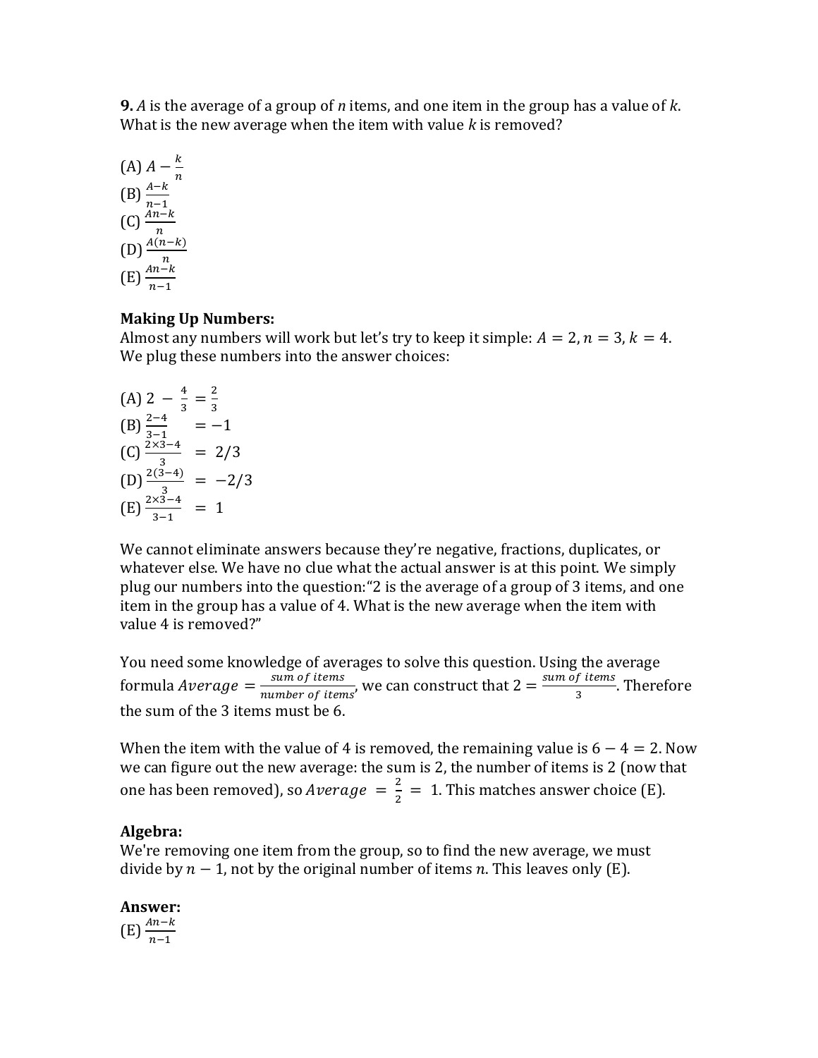**9.** $A$ is the average of a group of $n$ items, and one item in the group has a value of $k$. What is the new average when the item with value $k$ is removed?

(A) $A - \frac{k}{n}$
(B) $\frac{A-k}{n-1}$
(C) $\frac{An-k}{n}$
(D) $\frac{A(n-k)}{n}$
(E) $\frac{An-k}{n-1}$

**Making Up Numbers:**
Almost any numbers will work but let's try to keep it simple: $A = 2, n = 3, k = 4$. We plug these numbers into the answer choices:

(A) $2 - \frac{4}{3} = \frac{2}{3}$
(B) $\frac{2-4}{3-1} = -1$
(C) $\frac{2\times3-4}{3} = 2/3$
(D) $\frac{2(3-4)}{3} = -2/3$
(E) $\frac{2\times3-4}{3-1} = 1$

We cannot eliminate answers because they're negative, fractions, duplicates, or whatever else. We have no clue what the actual answer is at this point. We simply plug our numbers into the question:"2 is the average of a group of 3 items, and one item in the group has a value of 4. What is the new average when the item with value 4 is removed?"

You need some knowledge of averages to solve this question. Using the average formula $Average = \frac{sum\ of\ items}{number\ of\ items}$, we can construct that $2 = \frac{sum\ of\ items}{3}$. Therefore the sum of the 3 items must be 6.

When the item with the value of 4 is removed, the remaining value is $6 - 4 = 2$. Now we can figure out the new average: the sum is 2, the number of items is 2 (now that one has been removed), so $Average = \frac{2}{2} = 1$. This matches answer choice (E).

**Algebra:**
We're removing one item from the group, so to find the new average, we must divide by $n - 1$, not by the original number of items $n$. This leaves only (E).

**Answer:**
(E) $\frac{An-k}{n-1}$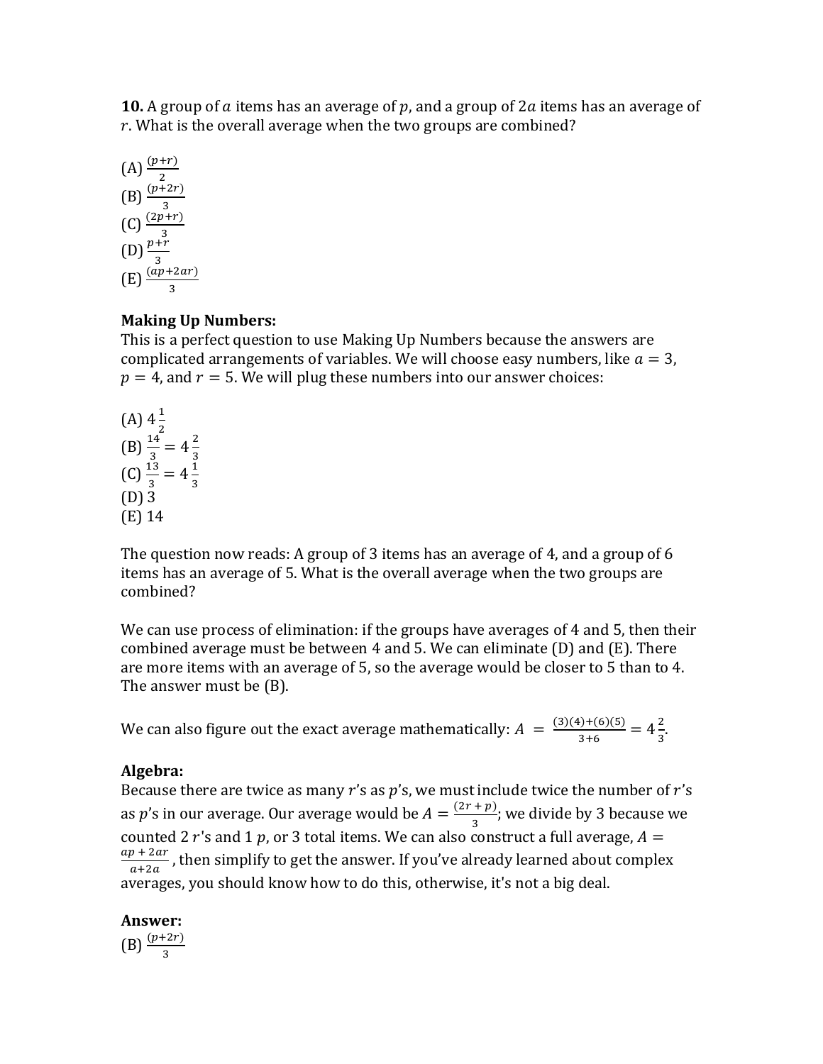**10.** A group of $a$ items has an average of $p$, and a group of $2a$ items has an average of $r$. What is the overall average when the two groups are combined?

(A) $\frac{(p+r)}{2}$
(B) $\frac{(p+2r)}{3}$
(C) $\frac{(2p+r)}{3}$
(D) $\frac{p+r}{3}$
(E) $\frac{(ap+2ar)}{3}$

**Making Up Numbers:**
This is a perfect question to use Making Up Numbers because the answers are complicated arrangements of variables. We will choose easy numbers, like $a = 3$, $p = 4$, and $r = 5$. We will plug these numbers into our answer choices:

(A) $4\frac{1}{2}$
(B) $\frac{14}{3} = 4\frac{2}{3}$
(C) $\frac{13}{3} = 4\frac{1}{3}$
(D) 3
(E) 14

The question now reads: A group of 3 items has an average of 4, and a group of 6 items has an average of 5. What is the overall average when the two groups are combined?

We can use process of elimination: if the groups have averages of 4 and 5, then their combined average must be between 4 and 5. We can eliminate (D) and (E). There are more items with an average of 5, so the average would be closer to 5 than to 4. The answer must be (B).

We can also figure out the exact average mathematically: $A = \frac{(3)(4)+(6)(5)}{3+6} = 4\frac{2}{3}$.

**Algebra:**
Because there are twice as many $r$'s as $p$'s, we must include twice the number of $r$'s as $p$'s in our average. Our average would be $A = \frac{(2r+p)}{3}$; we divide by 3 because we counted 2 $r$'s and 1 $p$, or 3 total items. We can also construct a full average, $A = \frac{ap + 2ar}{a+2a}$, then simplify to get the answer. If you've already learned about complex averages, you should know how to do this, otherwise, it's not a big deal.

**Answer:**
(B) $\frac{(p+2r)}{3}$